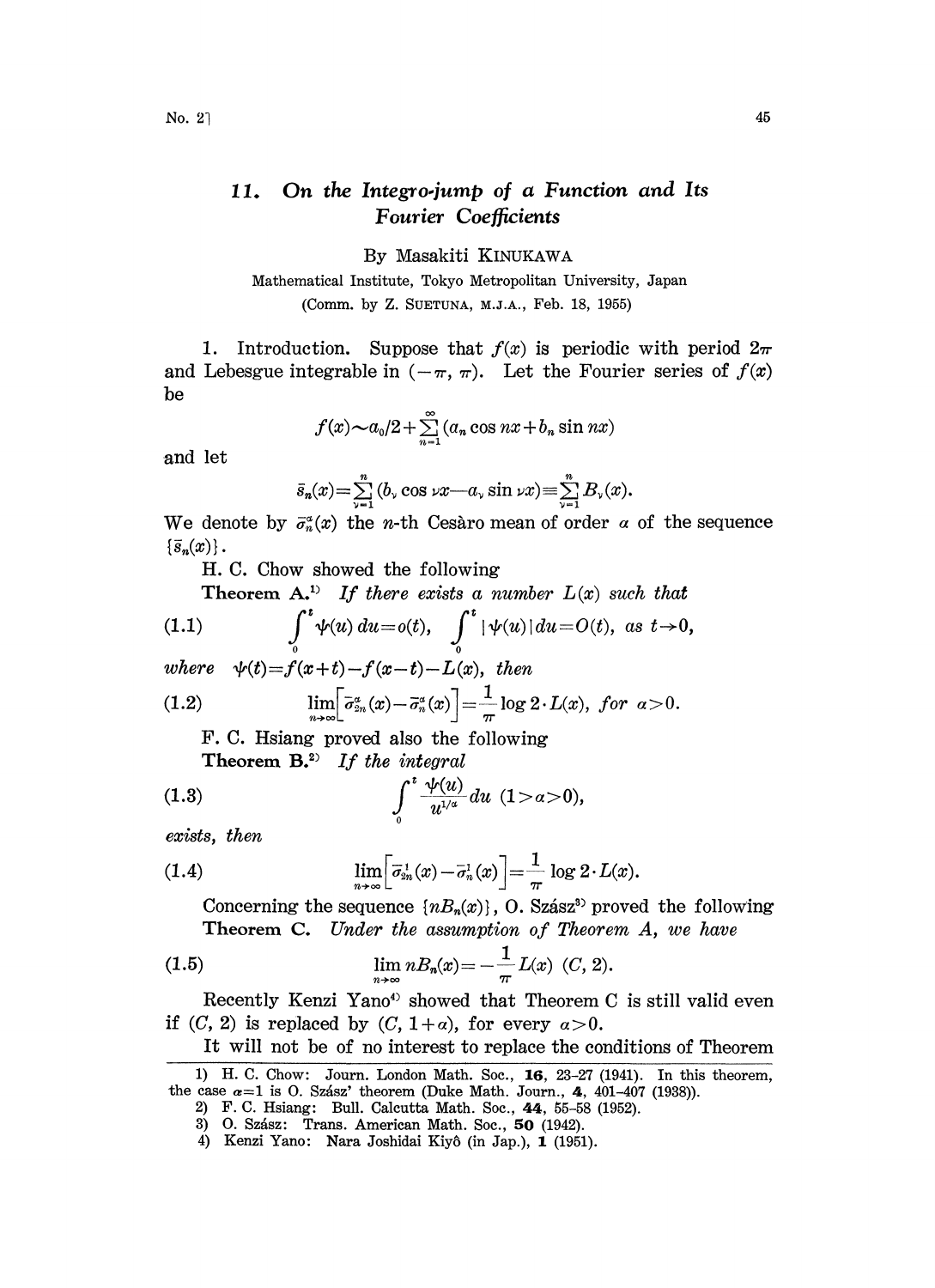# 11. On the Integro-jump of a Function and Its Fourier Coefficients

By Masakiti KINUKAWA

Mathematical Institute, Tokyo Metropolitan University, Japan

(Comm. by Z. SUETUNA, M.J.A., Feb. 18, 1955)

1. Introduction. Suppose that $f(x)$ is periodic with period $2\pi$ and Lebesgue integrable in $(-\pi, \pi)$. Let the Fourier series of $f(x)$ be

$$f(x) \sim a_0/2 + \sum_{n=1}^{\infty} (a_n \cos nx + b_n \sin nx)$$

and let

$$\bar{s}_n(x) = \sum_{\nu=1}^{n} (b_\nu \cos \nu x - a_\nu \sin \nu x) \equiv \sum_{\nu=1}^{n} B_\nu(x).$$

We denote by $\bar{\sigma}_n^\alpha(x)$ the $n$-th Cesàro mean of order $\alpha$ of the sequence $\{\bar{s}_n(x)\}$.

H. C. Chow showed the following

**Theorem A.**[1] *If there exists a number $L(x)$ such that*

$$\int_0^t \psi(u)\,du = o(t), \quad \int_0^t |\psi(u)|\,du = O(t), \quad \text{as } t \to 0, \tag{1.1}$$

*where* $\psi(t) = f(x+t) - f(x-t) - L(x)$, *then*

$$\lim_{n\to\infty} \left[ \bar{\sigma}_{2n}^\alpha(x) - \bar{\sigma}_n^\alpha(x) \right] = \frac{1}{\pi} \log 2 \cdot L(x), \quad \text{for } \alpha > 0. \tag{1.2}$$

F. C. Hsiang proved also the following

**Theorem B.**[2] *If the integral*

$$\int_0^t \frac{\psi(u)}{u^{1/\alpha}}\,du \quad (1 > \alpha > 0), \tag{1.3}$$

*exists, then*

$$\lim_{n\to\infty} \left[ \bar{\sigma}_{2n}^1(x) - \bar{\sigma}_n^1(x) \right] = \frac{1}{\pi} \log 2 \cdot L(x). \tag{1.4}$$

Concerning the sequence $\{nB_n(x)\}$, O. Szász[3] proved the following

**Theorem C.** *Under the assumption of Theorem A, we have*

$$\lim_{n\to\infty} nB_n(x) = -\frac{1}{\pi} L(x) \quad (C, 2). \tag{1.5}$$

Recently Kenzi Yano[4] showed that Theorem C is still valid even if $(C, 2)$ is replaced by $(C, 1+\alpha)$, for every $\alpha > 0$.

It will not be of no interest to replace the conditions of Theorem

---

1) H. C. Chow: Journ. London Math. Soc., **16**, 23–27 (1941). In this theorem, the case $\alpha=1$ is O. Szász' theorem (Duke Math. Journ., **4**, 401–407 (1938)).

2) F. C. Hsiang: Bull. Calcutta Math. Soc., **44**, 55–58 (1952).

3) O. Szász: Trans. American Math. Soc., **50** (1942).

4) Kenzi Yano: Nara Joshidai Kiyô (in Jap.), **1** (1951).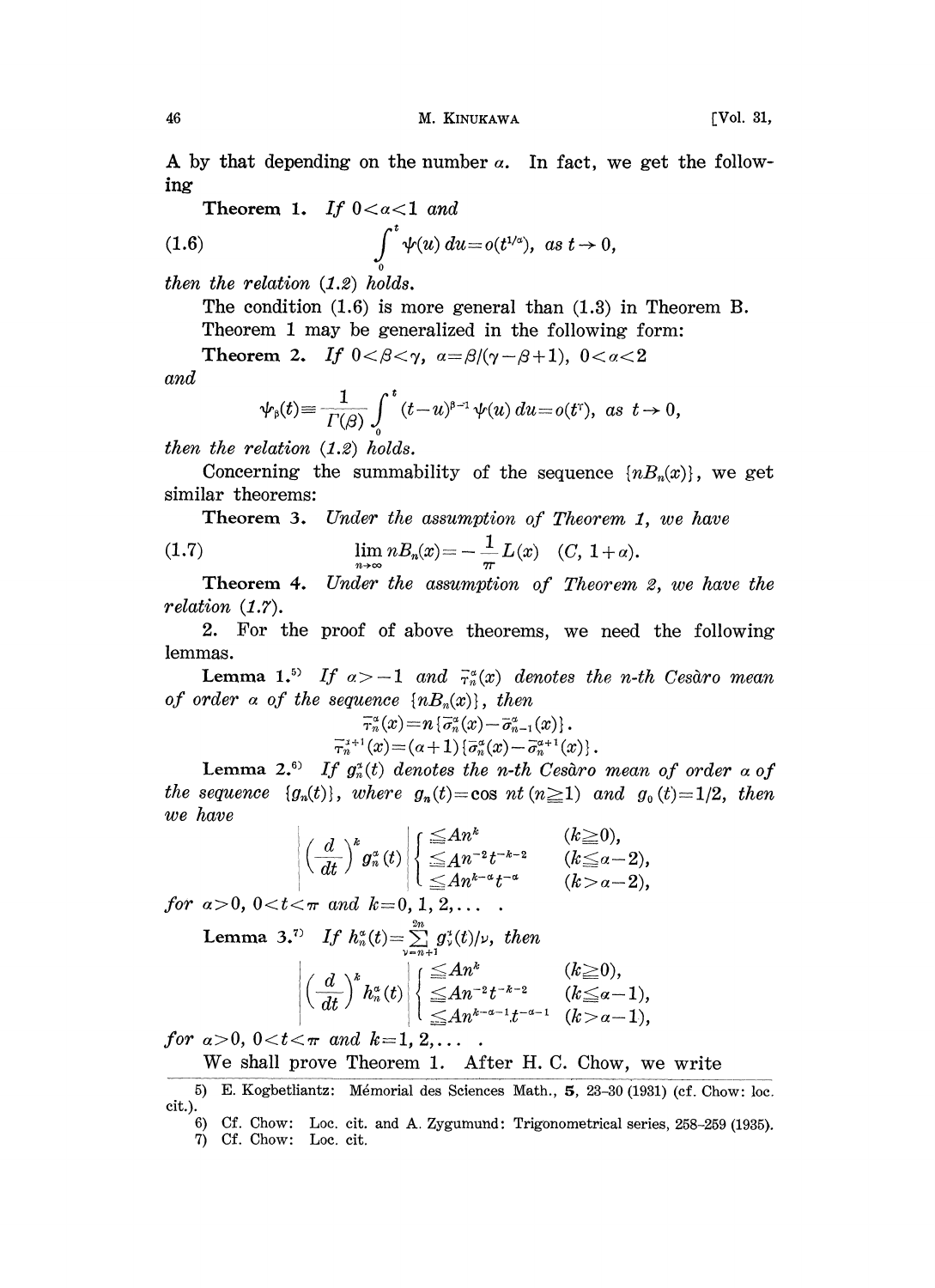A by that depending on the number $\alpha$. In fact, we get the following

**Theorem 1.** *If* $0<\alpha<1$ *and*

$$\int_0^t \psi(u)\,du=o(t^{1/\alpha}),\ \text{as}\ t\to 0, \tag{1.6}$$

*then the relation (1.2) holds.*

The condition (1.6) is more general than (1.3) in Theorem B.

Theorem 1 may be generalized in the following form:

**Theorem 2.** *If* $0<\beta<\gamma$, $\alpha=\beta/(\gamma-\beta+1)$, $0<\alpha<2$ *and*

$$\psi_\beta(t)\equiv\frac{1}{\Gamma(\beta)}\int_0^t (t-u)^{\beta-1}\psi(u)\,du=o(t^\gamma),\ \text{as}\ t\to 0,$$

*then the relation (1.2) holds.*

Concerning the summability of the sequence $\{nB_n(x)\}$, we get similar theorems:

**Theorem 3.** *Under the assumption of Theorem 1, we have*

$$\lim_{n\to\infty} nB_n(x)=-\frac{1}{\pi}L(x)\quad (C,\,1+\alpha). \tag{1.7}$$

**Theorem 4.** *Under the assumption of Theorem 2, we have the relation (1.7).*

2. For the proof of above theorems, we need the following lemmas.

**Lemma 1.**[5] *If* $\alpha>-1$ *and* $\bar{\tau}_n^\alpha(x)$ *denotes the n-th Cesàro mean of order* $\alpha$ *of the sequence* $\{nB_n(x)\}$, *then*

$$\bar{\tau}_n^\alpha(x)=n\{\bar{\sigma}_n^\alpha(x)-\bar{\sigma}_{n-1}^\alpha(x)\}.$$

$$\bar{\tau}_n^{\alpha+1}(x)=(\alpha+1)\{\bar{\sigma}_n^\alpha(x)-\bar{\sigma}_n^{\alpha+1}(x)\}.$$

**Lemma 2.**[6] *If* $g_n^\alpha(t)$ *denotes the n-th Cesàro mean of order* $\alpha$ *of the sequence* $\{g_n(t)\}$, *where* $g_n(t)=\cos nt\ (n\geqq 1)$ *and* $g_0(t)=1/2$, *then we have*

$$\left|\left(\frac{d}{dt}\right)^k g_n^\alpha(t)\right|\left\{\begin{array}{ll}\leqq An^k & (k\geqq 0),\\ \leqq An^{-2}t^{-k-2} & (k\leqq\alpha-2),\\ \leqq An^{k-\alpha}t^{-\alpha} & (k>\alpha-2),\end{array}\right.$$

*for* $\alpha>0$, $0<t<\pi$ *and* $k=0,1,2,\ldots$ .

**Lemma 3.**[7] *If* $h_n^\alpha(t)=\sum_{\nu=n+1}^{2n} g_\nu^\lambda(t)/\nu$, *then*

$$\left|\left(\frac{d}{dt}\right)^k h_n^\alpha(t)\right|\left\{\begin{array}{ll}\leqq An^k & (k\geqq 0),\\ \leqq An^{-2}t^{-k-2} & (k\leqq\alpha-1),\\ \leqq An^{k-\alpha-1}t^{-\alpha-1} & (k>\alpha-1),\end{array}\right.$$

*for* $\alpha>0$, $0<t<\pi$ *and* $k=1,2,\ldots$ .

We shall prove Theorem 1. After H. C. Chow, we write

---

5) E. Kogbetliantz: Mémorial des Sciences Math., **5**, 23–30 (1931) (cf. Chow: loc. cit.).

6) Cf. Chow: Loc. cit. and A. Zygumund: Trigonometrical series, 258–259 (1935).

7) Cf. Chow: Loc. cit.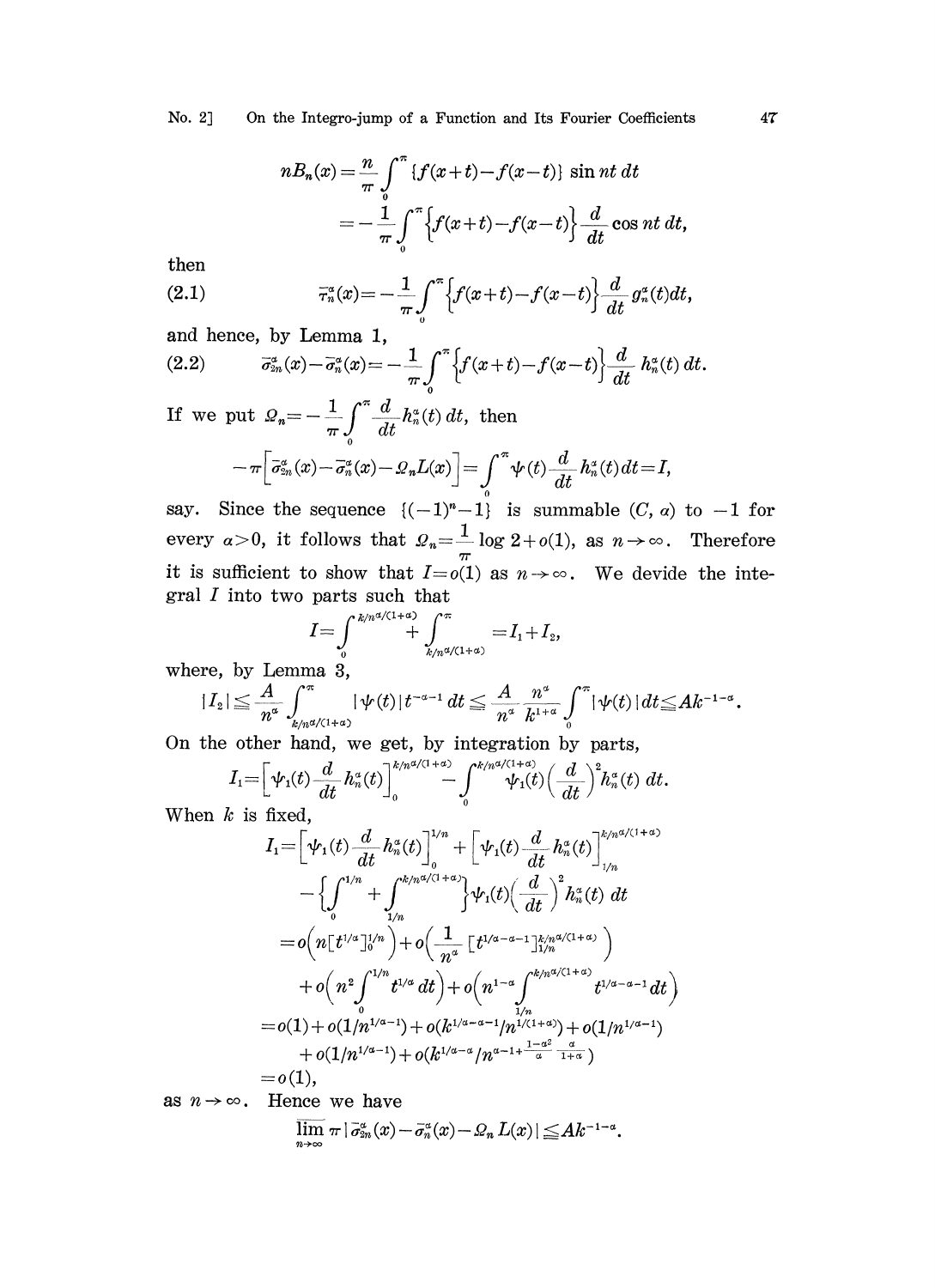$$nB_n(x) = \frac{n}{\pi}\int_0^\pi \{f(x+t)-f(x-t)\} \sin nt\, dt$$
$$= -\frac{1}{\pi}\int_0^\pi \Big\{f(x+t)-f(x-t)\Big\} \frac{d}{dt}\cos nt\, dt,$$

then

$$\bar{\tau}_n^\alpha(x) = -\frac{1}{\pi}\int_0^\pi \Big\{f(x+t)-f(x-t)\Big\} \frac{d}{dt} g_n^\alpha(t) dt, \tag{2.1}$$

and hence, by Lemma 1,

$$\bar{\sigma}_{2n}^\alpha(x) - \bar{\sigma}_n^\alpha(x) = -\frac{1}{\pi}\int_0^\pi \Big\{f(x+t)-f(x-t)\Big\} \frac{d}{dt} h_n^\alpha(t)\, dt. \tag{2.2}$$

If we put $\Omega_n = -\frac{1}{\pi}\int_0^\pi \frac{d}{dt} h_n^\alpha(t)\, dt$, then

$$-\pi\Big[\bar{\sigma}_{2n}^\alpha(x) - \bar{\sigma}_n^\alpha(x) - \Omega_n L(x)\Big] = \int_0^\pi \psi(t)\frac{d}{dt} h_n^\alpha(t) dt = I,$$

say. Since the sequence $\{(-1)^n - 1\}$ is summable $(C, \alpha)$ to $-1$ for every $\alpha > 0$, it follows that $\Omega_n = \frac{1}{\pi}\log 2 + o(1)$, as $n \to \infty$. Therefore it is sufficient to show that $I = o(1)$ as $n \to \infty$. We devide the integral $I$ into two parts such that

$$I = \int_0^{k/n^{\alpha/(1+\alpha)}} + \int_{k/n^{\alpha/(1+\alpha)}}^\pi = I_1 + I_2,$$

where, by Lemma 3,

$$|I_2| \leqq \frac{A}{n^\alpha}\int_{k/n^{\alpha/(1+\alpha)}}^\pi |\psi(t)|\, t^{-\alpha-1}\, dt \leqq \frac{A}{n^\alpha}\frac{n^\alpha}{k^{1+\alpha}}\int_0^\pi |\psi(t)|\, dt \leqq Ak^{-1-\alpha}.$$

On the other hand, we get, by integration by parts,

$$I_1 = \Big[\psi_1(t)\frac{d}{dt}h_n^\alpha(t)\Big]_0^{k/n^{\alpha/(1+\alpha)}} - \int_0^{k/n^{\alpha/(1+\alpha)}} \psi_1(t)\Big(\frac{d}{dt}\Big)^2 h_n^\alpha(t)\, dt.$$

When $k$ is fixed,

$$I_1 = \Big[\psi_1(t)\frac{d}{dt}h_n^\alpha(t)\Big]_0^{1/n} + \Big[\psi_1(t)\frac{d}{dt}h_n^\alpha(t)\Big]_{1/n}^{k/n^{\alpha/(1+\alpha)}}$$
$$- \Big\{\int_0^{1/n} + \int_{1/n}^{k/n^{\alpha/(1+\alpha)}}\Big\}\psi_1(t)\Big(\frac{d}{dt}\Big)^2 h_n^\alpha(t)\, dt$$
$$= o\Big(n[t^{1/\alpha}]_0^{1/n}\Big) + o\Big(\frac{1}{n^\alpha}[t^{1/\alpha-\alpha-1}]_{1/n}^{k/n^{\alpha/(1+\alpha)}}\Big)$$
$$+ o\Big(n^2\int_0^{1/n} t^{1/\alpha}\, dt\Big) + o\Big(n^{1-\alpha}\int_{1/n}^{k/n^{\alpha/(1+\alpha)}} t^{1/\alpha-\alpha-1} dt\Big)$$
$$= o(1) + o(1/n^{1/\alpha-1}) + o(k^{1/\alpha-\alpha-1}/n^{1/(1+\alpha)}) + o(1/n^{1/\alpha-1})$$
$$+ o(1/n^{1/\alpha-1}) + o(k^{1/\alpha-\alpha}/n^{\alpha-1+\frac{1-\alpha^2}{\alpha}\frac{\alpha}{1+\alpha}})$$
$$= o(1),$$

as $n \to \infty$. Hence we have

$$\overline{\lim_{n\to\infty}}\, \pi\,|\bar{\sigma}_{2n}^\alpha(x) - \bar{\sigma}_n^\alpha(x) - \Omega_n L(x)| \leqq Ak^{-1-\alpha}.$$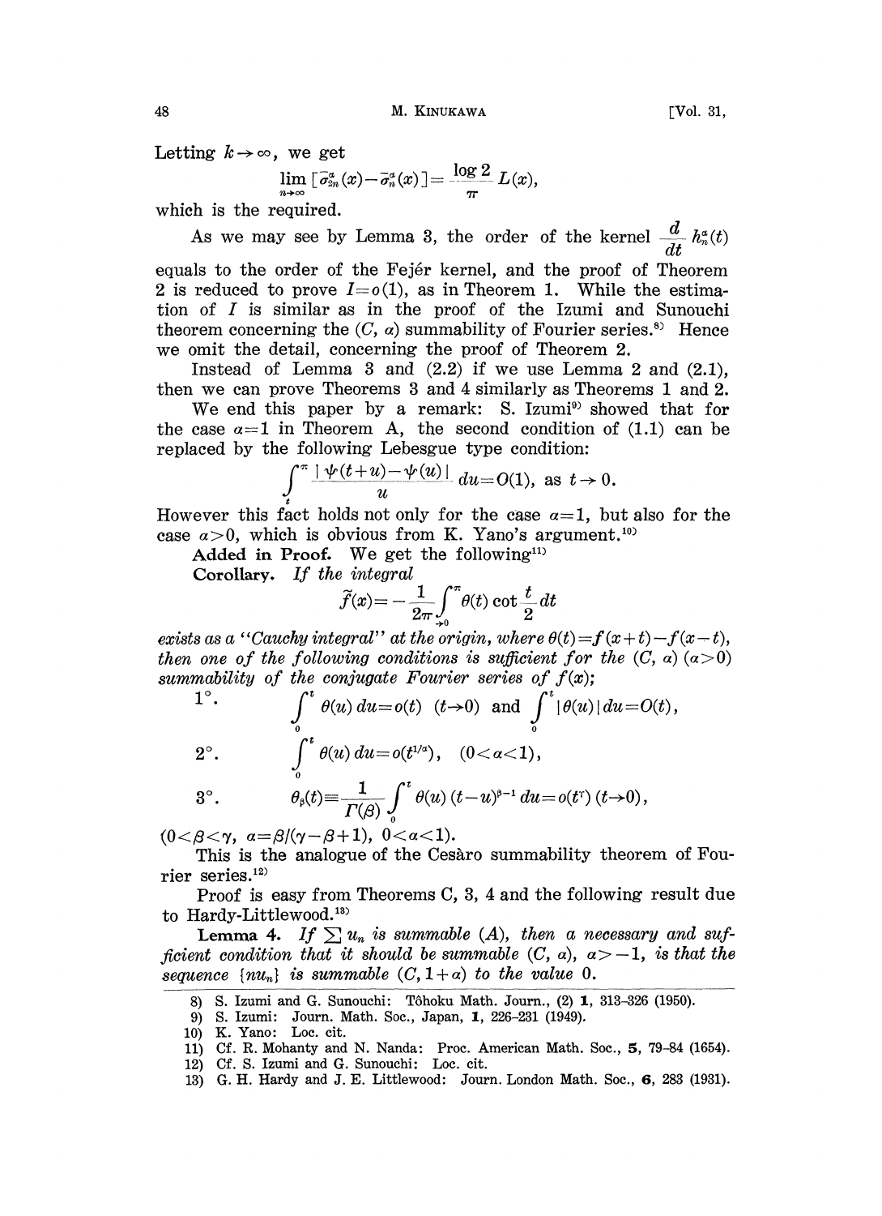Letting $k \to \infty$, we get

$$\lim_{n\to\infty} [\bar{\sigma}_{2n}^{\alpha}(x) - \bar{\sigma}_n^{\alpha}(x)] = \frac{\log 2}{\pi} L(x),$$

which is the required.

As we may see by Lemma 3, the order of the kernel $\frac{d}{dt} h_n^{\alpha}(t)$ equals to the order of the Fejér kernel, and the proof of Theorem 2 is reduced to prove $I = o(1)$, as in Theorem 1. While the estimation of $I$ is similar as in the proof of the Izumi and Sunouchi theorem concerning the $(C, \alpha)$ summability of Fourier series.[8] Hence we omit the detail, concerning the proof of Theorem 2.

Instead of Lemma 3 and (2.2) if we use Lemma 2 and (2.1), then we can prove Theorems 3 and 4 similarly as Theorems 1 and 2.

We end this paper by a remark: S. Izumi[9] showed that for the case $\alpha = 1$ in Theorem A, the second condition of (1.1) can be replaced by the following Lebesgue type condition:

$$\int_t^{\pi} \frac{|\psi(t+u) - \psi(u)|}{u} du = O(1), \text{ as } t \to 0.$$

However this fact holds not only for the case $\alpha = 1$, but also for the case $\alpha > 0$, which is obvious from K. Yano's argument.[10]

**Added in Proof.** We get the following[11]

**Corollary.** *If the integral*

$$\tilde{f}(x) = -\frac{1}{2\pi} \int_{\to 0}^{\pi} \theta(t) \cot \frac{t}{2} dt$$

*exists as a "Cauchy integral" at the origin, where $\theta(t) = f(x+t) - f(x-t)$, then one of the following conditions is sufficient for the $(C, \alpha)$ $(\alpha > 0)$ summability of the conjugate Fourier series of $f(x)$;*

1°. $\displaystyle\int_0^t \theta(u)\, du = o(t) \ (t \to 0)$ and $\displaystyle\int_0^t |\theta(u)|\, du = O(t)$,

2°. $\displaystyle\int_0^t \theta(u)\, du = o(t^{1/\alpha}), \quad (0 < \alpha < 1)$,

3°. $\displaystyle\theta_{\beta}(t) \equiv \frac{1}{\Gamma(\beta)} \int_0^t \theta(u)\, (t-u)^{\beta-1} du = o(t^{\gamma})\ (t \to 0)$,

$(0 < \beta < \gamma, \ \alpha = \beta/(\gamma - \beta + 1), \ 0 < \alpha < 1)$.

This is the analogue of the Cesàro summability theorem of Fourier series.[12]

Proof is easy from Theorems C, 3, 4 and the following result due to Hardy-Littlewood.[13]

**Lemma 4.** *If $\sum u_n$ is summable $(A)$, then a necessary and sufficient condition that it should be summable $(C, \alpha)$, $\alpha > -1$, is that the sequence $\{nu_n\}$ is summable $(C, 1+\alpha)$ to the value 0.*

---

8) S. Izumi and G. Sunouchi: Tôhoku Math. Journ., (2) **1**, 313–326 (1950).

9) S. Izumi: Journ. Math. Soc., Japan, **1**, 226–231 (1949).

10) K. Yano: Loc. cit.

11) Cf. R. Mohanty and N. Nanda: Proc. American Math. Soc., **5**, 79–84 (1654).

12) Cf. S. Izumi and G. Sunouchi: Loc. cit.

13) G. H. Hardy and J. E. Littlewood: Journ. London Math. Soc., **6**, 283 (1931).